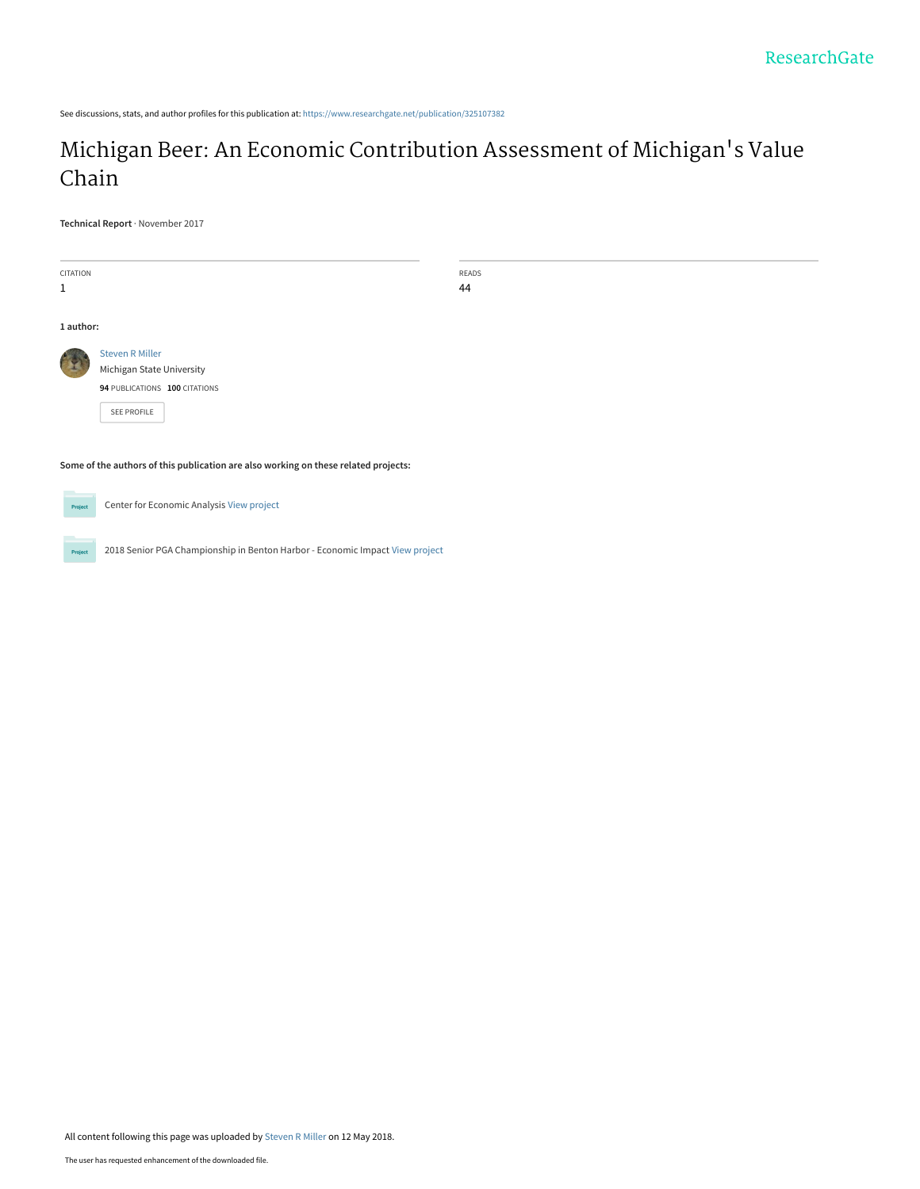ResearchGate

See discussions, stats, and author profiles for this publication at: https://www.researchgate.net/publication/325107382

# Michigan Beer: An Economic Contribution Assessment of Michigan's Value Chain

**Technical Report** · November 2017

| CITATION | READS |
|---|---|
| 1 | 44 |

**1 author:**

Steven R Miller
Michigan State University
**94** PUBLICATIONS **100** CITATIONS

SEE PROFILE

**Some of the authors of this publication are also working on these related projects:**

Center for Economic Analysis View project

2018 Senior PGA Championship in Benton Harbor - Economic Impact View project

All content following this page was uploaded by Steven R Miller on 12 May 2018.

The user has requested enhancement of the downloaded file.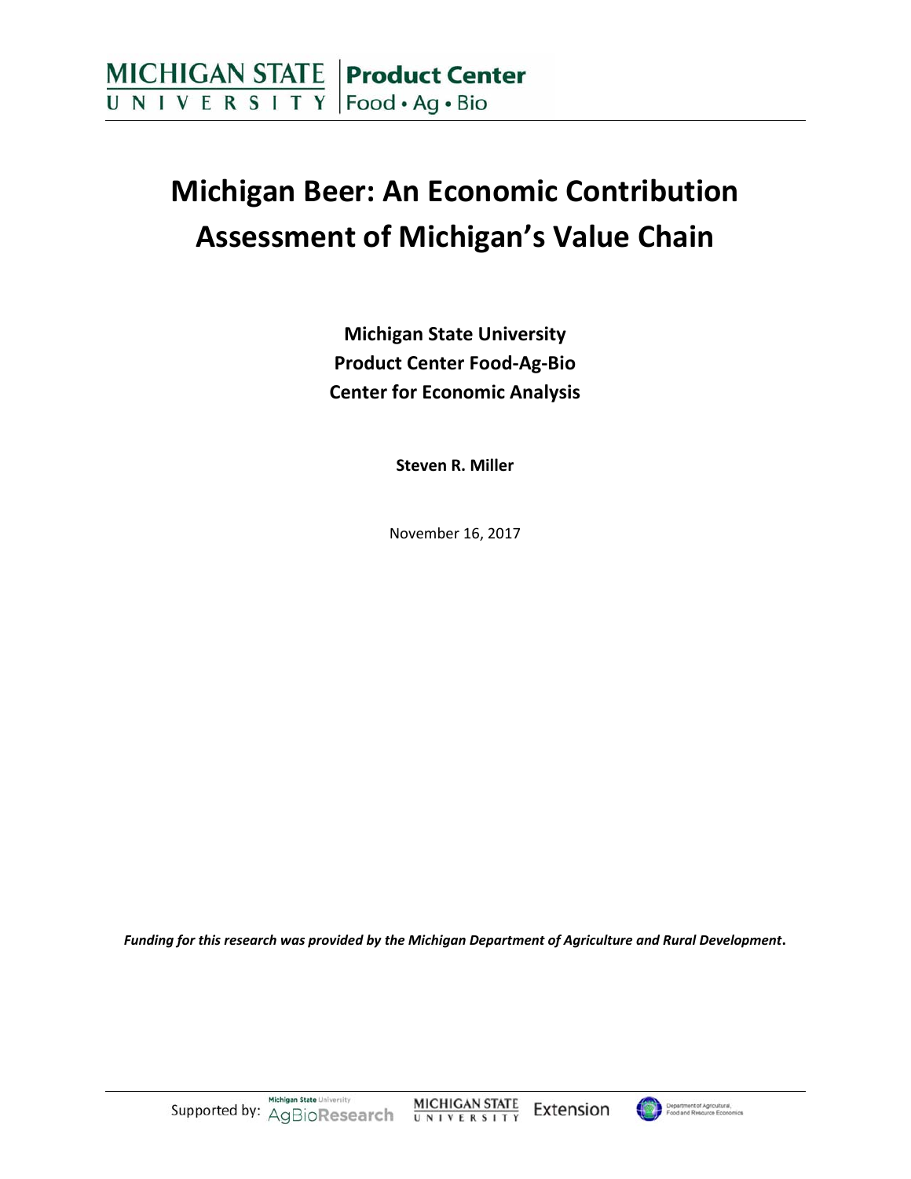# Michigan Beer: An Economic Contribution Assessment of Michigan's Value Chain

**Michigan State University**
**Product Center Food-Ag-Bio**
**Center for Economic Analysis**

**Steven R. Miller**

November 16, 2017

***Funding for this research was provided by the Michigan Department of Agriculture and Rural Development.***

Supported by: Michigan State University AgBioResearch, Michigan State University Extension, Department of Agricultural, Food and Resource Economics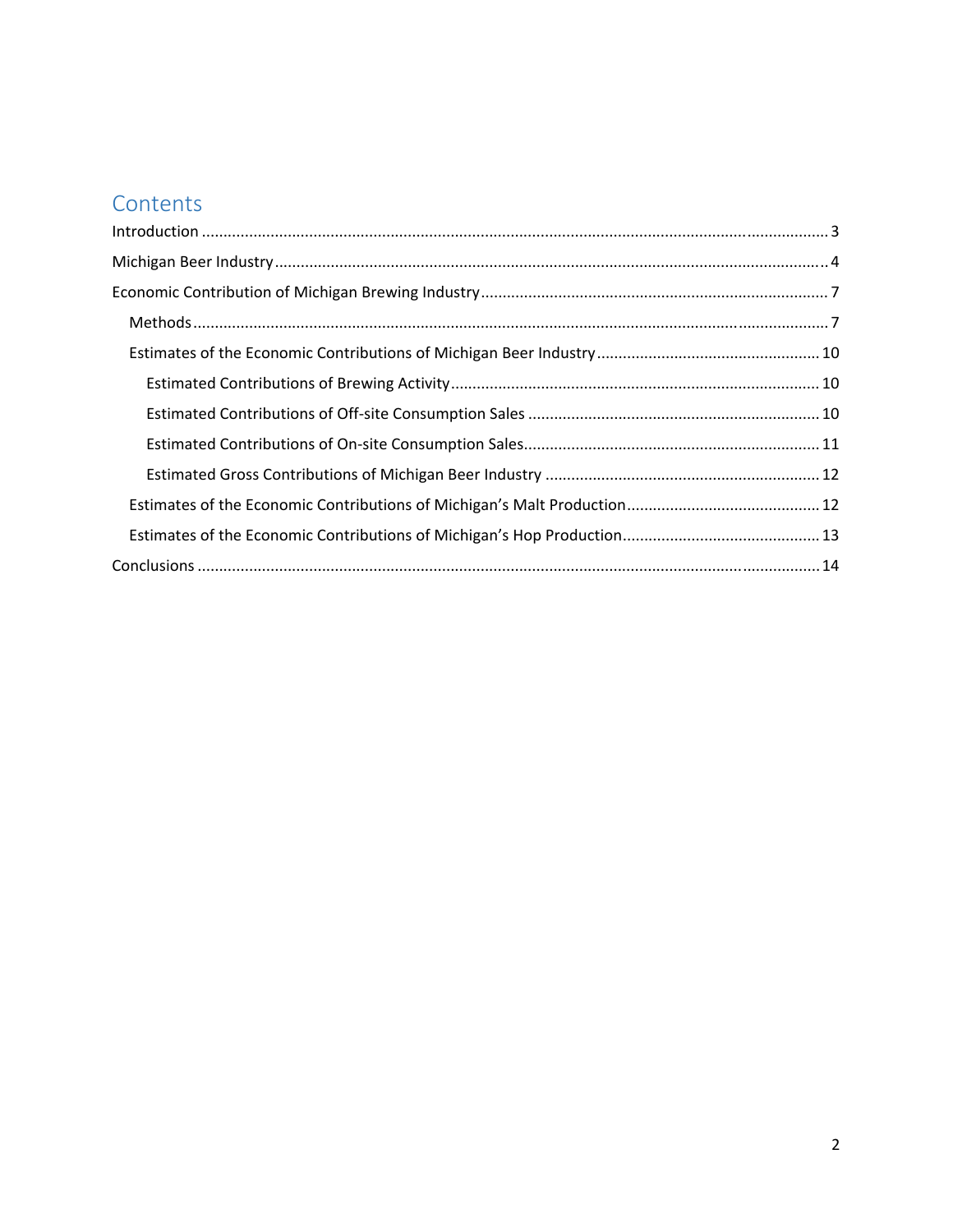# Contents

Introduction ........................................................................................................................................ 3

Michigan Beer Industry ........................................................................................................................ 4

Economic Contribution of Michigan Brewing Industry ........................................................................ 7

- Methods ........................................................................................................................................ 7
- Estimates of the Economic Contributions of Michigan Beer Industry .............................................. 10
  - Estimated Contributions of Brewing Activity ............................................................................ 10
  - Estimated Contributions of Off-site Consumption Sales .......................................................... 10
  - Estimated Contributions of On-site Consumption Sales ........................................................... 11
  - Estimated Gross Contributions of Michigan Beer Industry ....................................................... 12
- Estimates of the Economic Contributions of Michigan's Malt Production ....................................... 12
- Estimates of the Economic Contributions of Michigan's Hop Production ......................................... 13

Conclusions ........................................................................................................................................ 14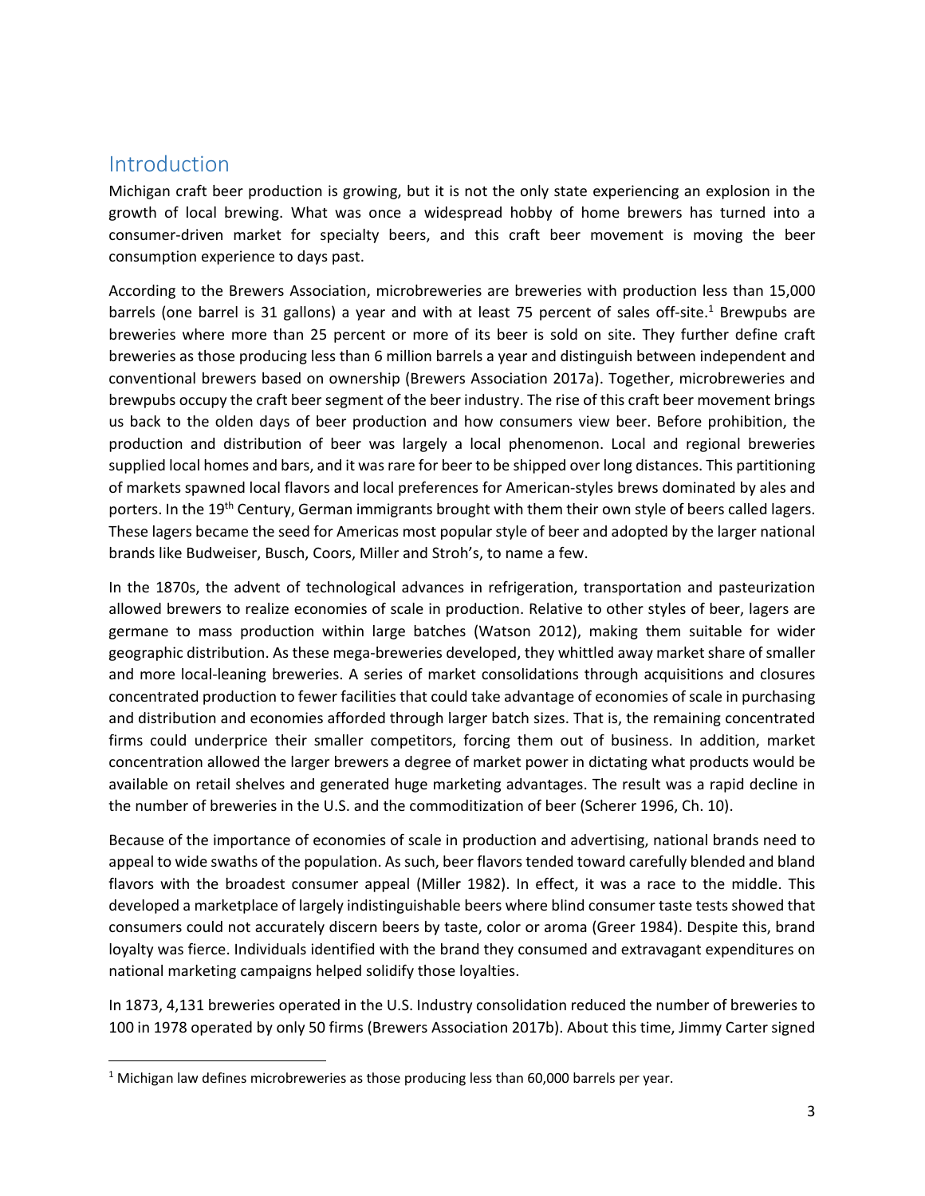## Introduction

Michigan craft beer production is growing, but it is not the only state experiencing an explosion in the growth of local brewing. What was once a widespread hobby of home brewers has turned into a consumer-driven market for specialty beers, and this craft beer movement is moving the beer consumption experience to days past.

According to the Brewers Association, microbreweries are breweries with production less than 15,000 barrels (one barrel is 31 gallons) a year and with at least 75 percent of sales off-site.[1] Brewpubs are breweries where more than 25 percent or more of its beer is sold on site. They further define craft breweries as those producing less than 6 million barrels a year and distinguish between independent and conventional brewers based on ownership (Brewers Association 2017a). Together, microbreweries and brewpubs occupy the craft beer segment of the beer industry. The rise of this craft beer movement brings us back to the olden days of beer production and how consumers view beer. Before prohibition, the production and distribution of beer was largely a local phenomenon. Local and regional breweries supplied local homes and bars, and it was rare for beer to be shipped over long distances. This partitioning of markets spawned local flavors and local preferences for American-styles brews dominated by ales and porters. In the 19th Century, German immigrants brought with them their own style of beers called lagers. These lagers became the seed for Americas most popular style of beer and adopted by the larger national brands like Budweiser, Busch, Coors, Miller and Stroh's, to name a few.

In the 1870s, the advent of technological advances in refrigeration, transportation and pasteurization allowed brewers to realize economies of scale in production. Relative to other styles of beer, lagers are germane to mass production within large batches (Watson 2012), making them suitable for wider geographic distribution. As these mega-breweries developed, they whittled away market share of smaller and more local-leaning breweries. A series of market consolidations through acquisitions and closures concentrated production to fewer facilities that could take advantage of economies of scale in purchasing and distribution and economies afforded through larger batch sizes. That is, the remaining concentrated firms could underprice their smaller competitors, forcing them out of business. In addition, market concentration allowed the larger brewers a degree of market power in dictating what products would be available on retail shelves and generated huge marketing advantages. The result was a rapid decline in the number of breweries in the U.S. and the commoditization of beer (Scherer 1996, Ch. 10).

Because of the importance of economies of scale in production and advertising, national brands need to appeal to wide swaths of the population. As such, beer flavors tended toward carefully blended and bland flavors with the broadest consumer appeal (Miller 1982). In effect, it was a race to the middle. This developed a marketplace of largely indistinguishable beers where blind consumer taste tests showed that consumers could not accurately discern beers by taste, color or aroma (Greer 1984). Despite this, brand loyalty was fierce. Individuals identified with the brand they consumed and extravagant expenditures on national marketing campaigns helped solidify those loyalties.

In 1873, 4,131 breweries operated in the U.S. Industry consolidation reduced the number of breweries to 100 in 1978 operated by only 50 firms (Brewers Association 2017b). About this time, Jimmy Carter signed

[1] Michigan law defines microbreweries as those producing less than 60,000 barrels per year.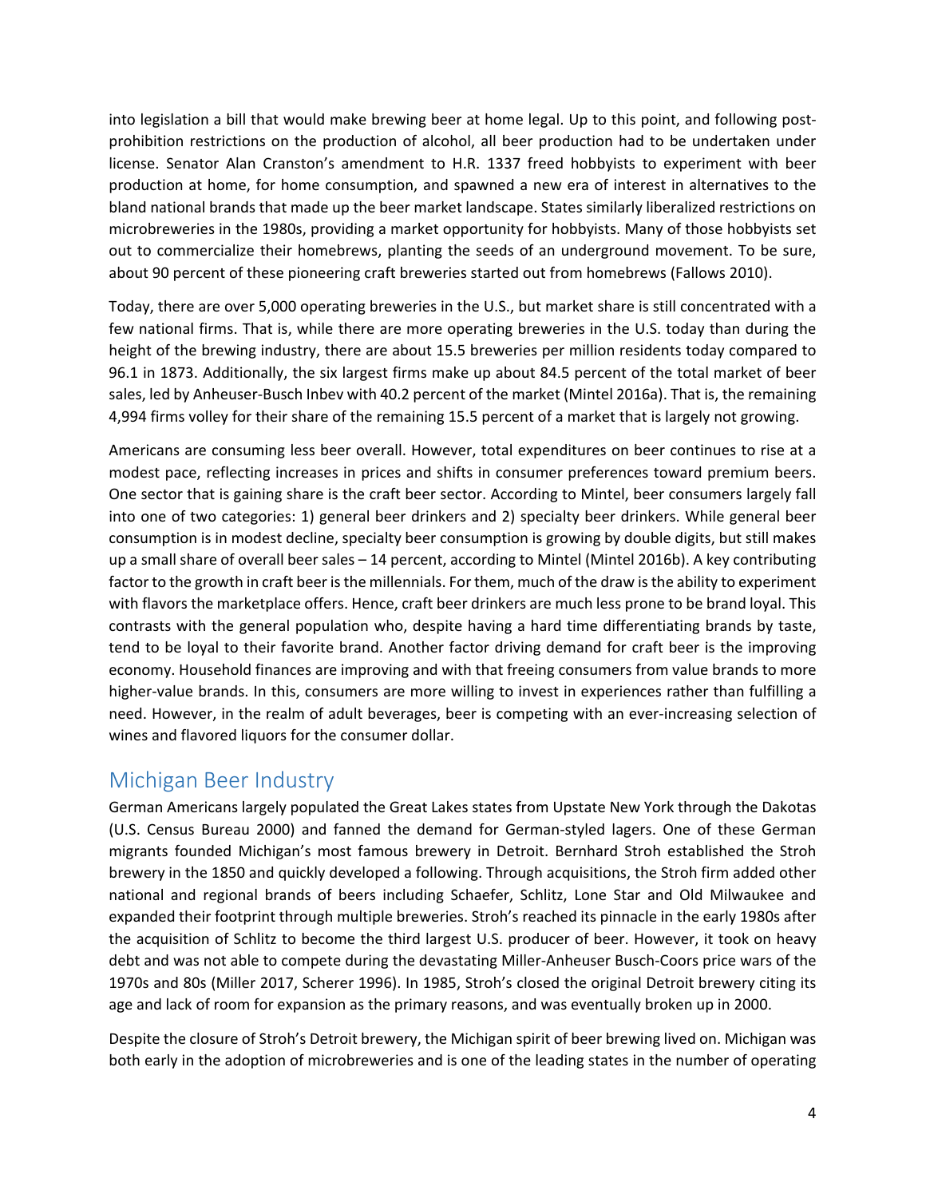into legislation a bill that would make brewing beer at home legal. Up to this point, and following post-prohibition restrictions on the production of alcohol, all beer production had to be undertaken under license. Senator Alan Cranston's amendment to H.R. 1337 freed hobbyists to experiment with beer production at home, for home consumption, and spawned a new era of interest in alternatives to the bland national brands that made up the beer market landscape. States similarly liberalized restrictions on microbreweries in the 1980s, providing a market opportunity for hobbyists. Many of those hobbyists set out to commercialize their homebrews, planting the seeds of an underground movement. To be sure, about 90 percent of these pioneering craft breweries started out from homebrews (Fallows 2010).

Today, there are over 5,000 operating breweries in the U.S., but market share is still concentrated with a few national firms. That is, while there are more operating breweries in the U.S. today than during the height of the brewing industry, there are about 15.5 breweries per million residents today compared to 96.1 in 1873. Additionally, the six largest firms make up about 84.5 percent of the total market of beer sales, led by Anheuser-Busch Inbev with 40.2 percent of the market (Mintel 2016a). That is, the remaining 4,994 firms volley for their share of the remaining 15.5 percent of a market that is largely not growing.

Americans are consuming less beer overall. However, total expenditures on beer continues to rise at a modest pace, reflecting increases in prices and shifts in consumer preferences toward premium beers. One sector that is gaining share is the craft beer sector. According to Mintel, beer consumers largely fall into one of two categories: 1) general beer drinkers and 2) specialty beer drinkers. While general beer consumption is in modest decline, specialty beer consumption is growing by double digits, but still makes up a small share of overall beer sales – 14 percent, according to Mintel (Mintel 2016b). A key contributing factor to the growth in craft beer is the millennials. For them, much of the draw is the ability to experiment with flavors the marketplace offers. Hence, craft beer drinkers are much less prone to be brand loyal. This contrasts with the general population who, despite having a hard time differentiating brands by taste, tend to be loyal to their favorite brand. Another factor driving demand for craft beer is the improving economy. Household finances are improving and with that freeing consumers from value brands to more higher-value brands. In this, consumers are more willing to invest in experiences rather than fulfilling a need. However, in the realm of adult beverages, beer is competing with an ever-increasing selection of wines and flavored liquors for the consumer dollar.

## Michigan Beer Industry

German Americans largely populated the Great Lakes states from Upstate New York through the Dakotas (U.S. Census Bureau 2000) and fanned the demand for German-styled lagers. One of these German migrants founded Michigan's most famous brewery in Detroit. Bernhard Stroh established the Stroh brewery in the 1850 and quickly developed a following. Through acquisitions, the Stroh firm added other national and regional brands of beers including Schaefer, Schlitz, Lone Star and Old Milwaukee and expanded their footprint through multiple breweries. Stroh's reached its pinnacle in the early 1980s after the acquisition of Schlitz to become the third largest U.S. producer of beer. However, it took on heavy debt and was not able to compete during the devastating Miller-Anheuser Busch-Coors price wars of the 1970s and 80s (Miller 2017, Scherer 1996). In 1985, Stroh's closed the original Detroit brewery citing its age and lack of room for expansion as the primary reasons, and was eventually broken up in 2000.

Despite the closure of Stroh's Detroit brewery, the Michigan spirit of beer brewing lived on. Michigan was both early in the adoption of microbreweries and is one of the leading states in the number of operating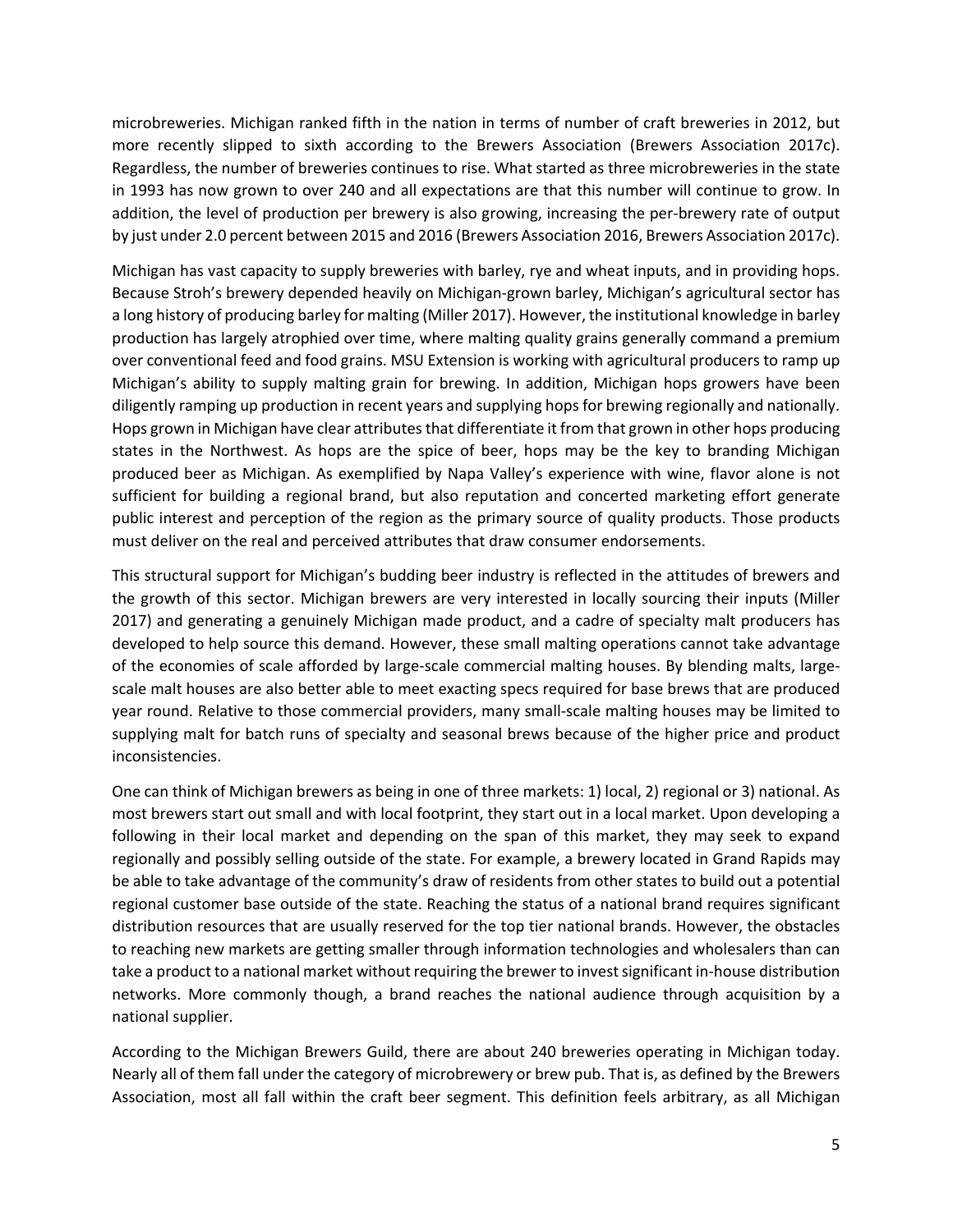microbreweries. Michigan ranked fifth in the nation in terms of number of craft breweries in 2012, but more recently slipped to sixth according to the Brewers Association (Brewers Association 2017c). Regardless, the number of breweries continues to rise. What started as three microbreweries in the state in 1993 has now grown to over 240 and all expectations are that this number will continue to grow. In addition, the level of production per brewery is also growing, increasing the per-brewery rate of output by just under 2.0 percent between 2015 and 2016 (Brewers Association 2016, Brewers Association 2017c).

Michigan has vast capacity to supply breweries with barley, rye and wheat inputs, and in providing hops. Because Stroh's brewery depended heavily on Michigan-grown barley, Michigan's agricultural sector has a long history of producing barley for malting (Miller 2017). However, the institutional knowledge in barley production has largely atrophied over time, where malting quality grains generally command a premium over conventional feed and food grains. MSU Extension is working with agricultural producers to ramp up Michigan's ability to supply malting grain for brewing. In addition, Michigan hops growers have been diligently ramping up production in recent years and supplying hops for brewing regionally and nationally. Hops grown in Michigan have clear attributes that differentiate it from that grown in other hops producing states in the Northwest. As hops are the spice of beer, hops may be the key to branding Michigan produced beer as Michigan. As exemplified by Napa Valley's experience with wine, flavor alone is not sufficient for building a regional brand, but also reputation and concerted marketing effort generate public interest and perception of the region as the primary source of quality products. Those products must deliver on the real and perceived attributes that draw consumer endorsements.

This structural support for Michigan's budding beer industry is reflected in the attitudes of brewers and the growth of this sector. Michigan brewers are very interested in locally sourcing their inputs (Miller 2017) and generating a genuinely Michigan made product, and a cadre of specialty malt producers has developed to help source this demand. However, these small malting operations cannot take advantage of the economies of scale afforded by large-scale commercial malting houses. By blending malts, large-scale malt houses are also better able to meet exacting specs required for base brews that are produced year round. Relative to those commercial providers, many small-scale malting houses may be limited to supplying malt for batch runs of specialty and seasonal brews because of the higher price and product inconsistencies.

One can think of Michigan brewers as being in one of three markets: 1) local, 2) regional or 3) national. As most brewers start out small and with local footprint, they start out in a local market. Upon developing a following in their local market and depending on the span of this market, they may seek to expand regionally and possibly selling outside of the state. For example, a brewery located in Grand Rapids may be able to take advantage of the community's draw of residents from other states to build out a potential regional customer base outside of the state. Reaching the status of a national brand requires significant distribution resources that are usually reserved for the top tier national brands. However, the obstacles to reaching new markets are getting smaller through information technologies and wholesalers than can take a product to a national market without requiring the brewer to invest significant in-house distribution networks. More commonly though, a brand reaches the national audience through acquisition by a national supplier.

According to the Michigan Brewers Guild, there are about 240 breweries operating in Michigan today. Nearly all of them fall under the category of microbrewery or brew pub. That is, as defined by the Brewers Association, most all fall within the craft beer segment. This definition feels arbitrary, as all Michigan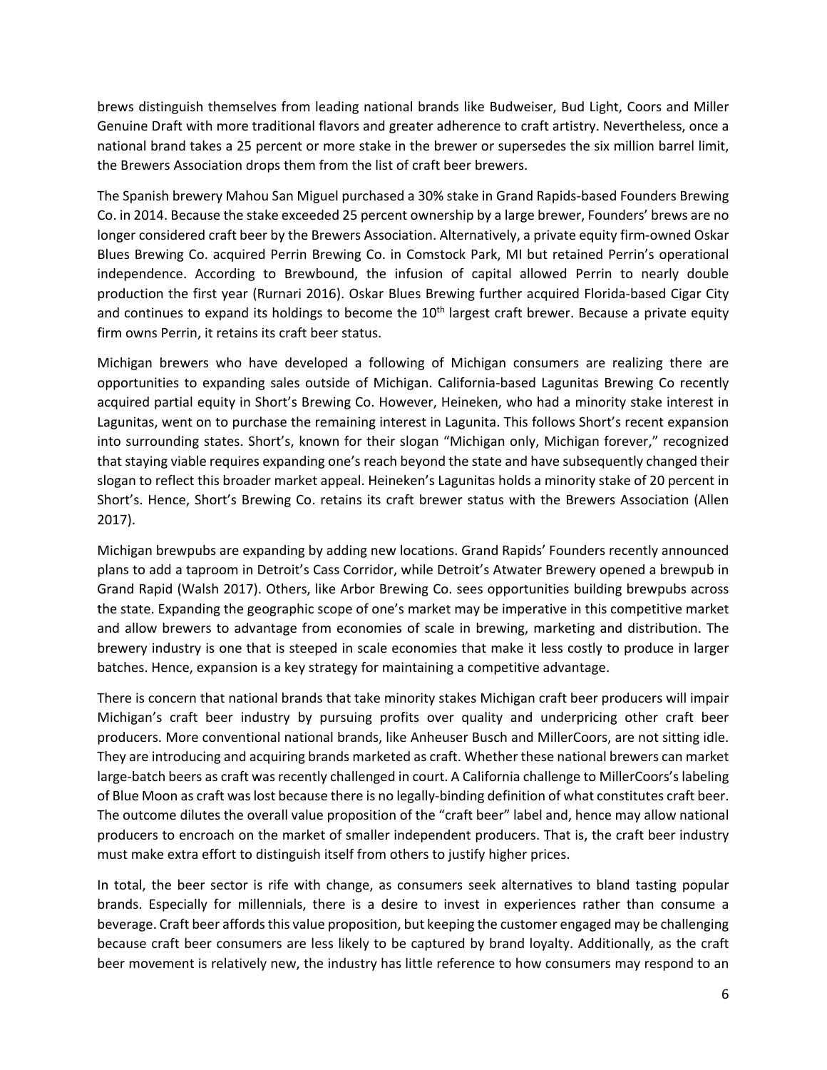brews distinguish themselves from leading national brands like Budweiser, Bud Light, Coors and Miller Genuine Draft with more traditional flavors and greater adherence to craft artistry. Nevertheless, once a national brand takes a 25 percent or more stake in the brewer or supersedes the six million barrel limit, the Brewers Association drops them from the list of craft beer brewers.

The Spanish brewery Mahou San Miguel purchased a 30% stake in Grand Rapids-based Founders Brewing Co. in 2014. Because the stake exceeded 25 percent ownership by a large brewer, Founders' brews are no longer considered craft beer by the Brewers Association. Alternatively, a private equity firm-owned Oskar Blues Brewing Co. acquired Perrin Brewing Co. in Comstock Park, MI but retained Perrin's operational independence. According to Brewbound, the infusion of capital allowed Perrin to nearly double production the first year (Rurnari 2016). Oskar Blues Brewing further acquired Florida-based Cigar City and continues to expand its holdings to become the 10th largest craft brewer. Because a private equity firm owns Perrin, it retains its craft beer status.

Michigan brewers who have developed a following of Michigan consumers are realizing there are opportunities to expanding sales outside of Michigan. California-based Lagunitas Brewing Co recently acquired partial equity in Short's Brewing Co. However, Heineken, who had a minority stake interest in Lagunitas, went on to purchase the remaining interest in Lagunita. This follows Short's recent expansion into surrounding states. Short's, known for their slogan "Michigan only, Michigan forever," recognized that staying viable requires expanding one's reach beyond the state and have subsequently changed their slogan to reflect this broader market appeal. Heineken's Lagunitas holds a minority stake of 20 percent in Short's. Hence, Short's Brewing Co. retains its craft brewer status with the Brewers Association (Allen 2017).

Michigan brewpubs are expanding by adding new locations. Grand Rapids' Founders recently announced plans to add a taproom in Detroit's Cass Corridor, while Detroit's Atwater Brewery opened a brewpub in Grand Rapid (Walsh 2017). Others, like Arbor Brewing Co. sees opportunities building brewpubs across the state. Expanding the geographic scope of one's market may be imperative in this competitive market and allow brewers to advantage from economies of scale in brewing, marketing and distribution. The brewery industry is one that is steeped in scale economies that make it less costly to produce in larger batches. Hence, expansion is a key strategy for maintaining a competitive advantage.

There is concern that national brands that take minority stakes Michigan craft beer producers will impair Michigan's craft beer industry by pursuing profits over quality and underpricing other craft beer producers. More conventional national brands, like Anheuser Busch and MillerCoors, are not sitting idle. They are introducing and acquiring brands marketed as craft. Whether these national brewers can market large-batch beers as craft was recently challenged in court. A California challenge to MillerCoors's labeling of Blue Moon as craft was lost because there is no legally-binding definition of what constitutes craft beer. The outcome dilutes the overall value proposition of the "craft beer" label and, hence may allow national producers to encroach on the market of smaller independent producers. That is, the craft beer industry must make extra effort to distinguish itself from others to justify higher prices.

In total, the beer sector is rife with change, as consumers seek alternatives to bland tasting popular brands. Especially for millennials, there is a desire to invest in experiences rather than consume a beverage. Craft beer affords this value proposition, but keeping the customer engaged may be challenging because craft beer consumers are less likely to be captured by brand loyalty. Additionally, as the craft beer movement is relatively new, the industry has little reference to how consumers may respond to an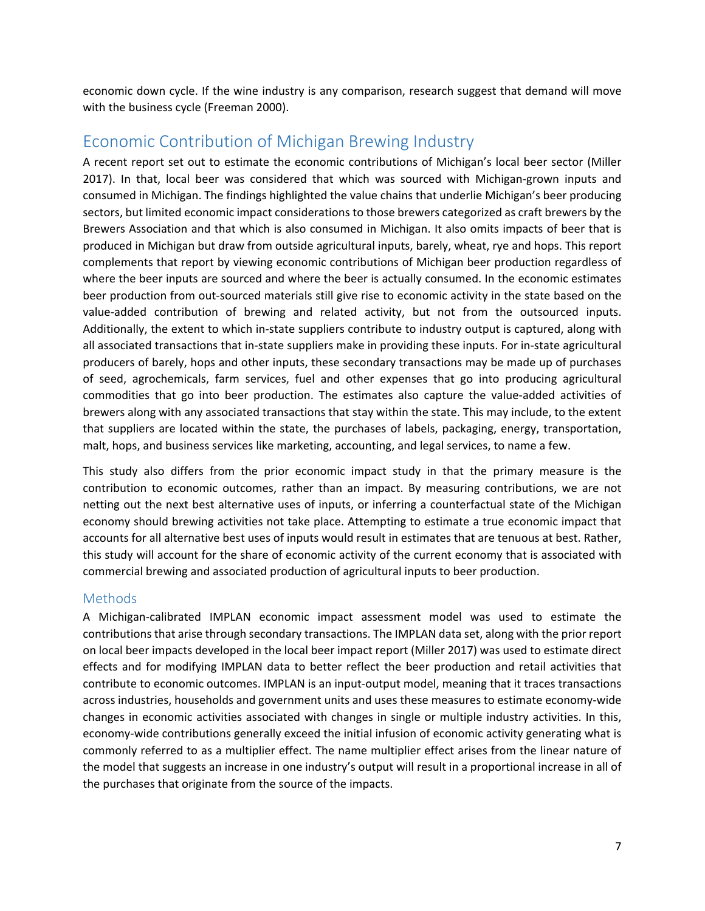economic down cycle. If the wine industry is any comparison, research suggest that demand will move with the business cycle (Freeman 2000).

## Economic Contribution of Michigan Brewing Industry

A recent report set out to estimate the economic contributions of Michigan's local beer sector (Miller 2017). In that, local beer was considered that which was sourced with Michigan-grown inputs and consumed in Michigan. The findings highlighted the value chains that underlie Michigan's beer producing sectors, but limited economic impact considerations to those brewers categorized as craft brewers by the Brewers Association and that which is also consumed in Michigan. It also omits impacts of beer that is produced in Michigan but draw from outside agricultural inputs, barely, wheat, rye and hops. This report complements that report by viewing economic contributions of Michigan beer production regardless of where the beer inputs are sourced and where the beer is actually consumed. In the economic estimates beer production from out-sourced materials still give rise to economic activity in the state based on the value-added contribution of brewing and related activity, but not from the outsourced inputs. Additionally, the extent to which in-state suppliers contribute to industry output is captured, along with all associated transactions that in-state suppliers make in providing these inputs. For in-state agricultural producers of barely, hops and other inputs, these secondary transactions may be made up of purchases of seed, agrochemicals, farm services, fuel and other expenses that go into producing agricultural commodities that go into beer production. The estimates also capture the value-added activities of brewers along with any associated transactions that stay within the state. This may include, to the extent that suppliers are located within the state, the purchases of labels, packaging, energy, transportation, malt, hops, and business services like marketing, accounting, and legal services, to name a few.

This study also differs from the prior economic impact study in that the primary measure is the contribution to economic outcomes, rather than an impact. By measuring contributions, we are not netting out the next best alternative uses of inputs, or inferring a counterfactual state of the Michigan economy should brewing activities not take place. Attempting to estimate a true economic impact that accounts for all alternative best uses of inputs would result in estimates that are tenuous at best. Rather, this study will account for the share of economic activity of the current economy that is associated with commercial brewing and associated production of agricultural inputs to beer production.

### Methods

A Michigan-calibrated IMPLAN economic impact assessment model was used to estimate the contributions that arise through secondary transactions. The IMPLAN data set, along with the prior report on local beer impacts developed in the local beer impact report (Miller 2017) was used to estimate direct effects and for modifying IMPLAN data to better reflect the beer production and retail activities that contribute to economic outcomes. IMPLAN is an input-output model, meaning that it traces transactions across industries, households and government units and uses these measures to estimate economy-wide changes in economic activities associated with changes in single or multiple industry activities. In this, economy-wide contributions generally exceed the initial infusion of economic activity generating what is commonly referred to as a multiplier effect. The name multiplier effect arises from the linear nature of the model that suggests an increase in one industry's output will result in a proportional increase in all of the purchases that originate from the source of the impacts.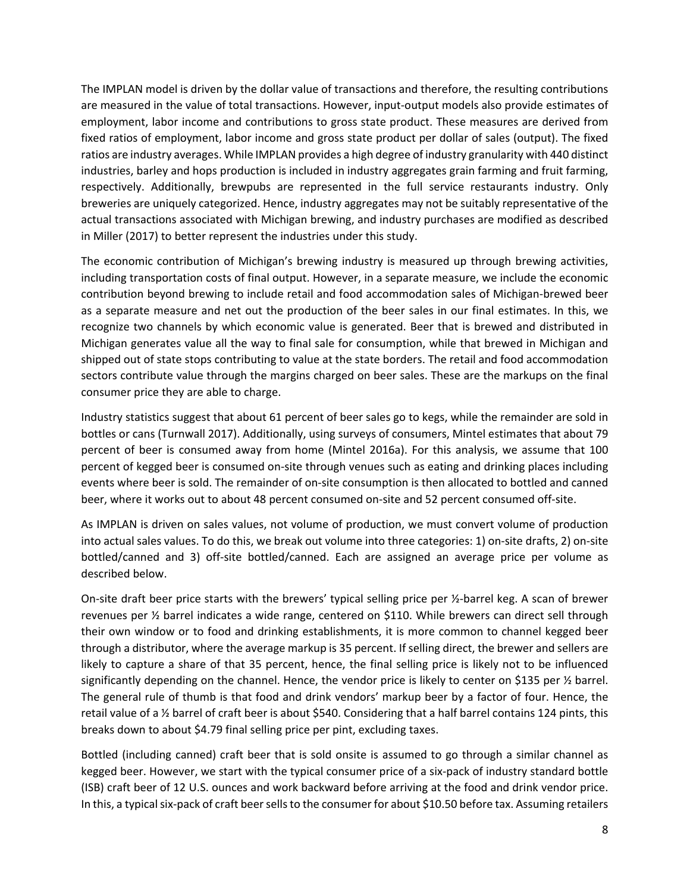The IMPLAN model is driven by the dollar value of transactions and therefore, the resulting contributions are measured in the value of total transactions. However, input-output models also provide estimates of employment, labor income and contributions to gross state product. These measures are derived from fixed ratios of employment, labor income and gross state product per dollar of sales (output). The fixed ratios are industry averages. While IMPLAN provides a high degree of industry granularity with 440 distinct industries, barley and hops production is included in industry aggregates grain farming and fruit farming, respectively. Additionally, brewpubs are represented in the full service restaurants industry. Only breweries are uniquely categorized. Hence, industry aggregates may not be suitably representative of the actual transactions associated with Michigan brewing, and industry purchases are modified as described in Miller (2017) to better represent the industries under this study.

The economic contribution of Michigan's brewing industry is measured up through brewing activities, including transportation costs of final output. However, in a separate measure, we include the economic contribution beyond brewing to include retail and food accommodation sales of Michigan-brewed beer as a separate measure and net out the production of the beer sales in our final estimates. In this, we recognize two channels by which economic value is generated. Beer that is brewed and distributed in Michigan generates value all the way to final sale for consumption, while that brewed in Michigan and shipped out of state stops contributing to value at the state borders. The retail and food accommodation sectors contribute value through the margins charged on beer sales. These are the markups on the final consumer price they are able to charge.

Industry statistics suggest that about 61 percent of beer sales go to kegs, while the remainder are sold in bottles or cans (Turnwall 2017). Additionally, using surveys of consumers, Mintel estimates that about 79 percent of beer is consumed away from home (Mintel 2016a). For this analysis, we assume that 100 percent of kegged beer is consumed on-site through venues such as eating and drinking places including events where beer is sold. The remainder of on-site consumption is then allocated to bottled and canned beer, where it works out to about 48 percent consumed on-site and 52 percent consumed off-site.

As IMPLAN is driven on sales values, not volume of production, we must convert volume of production into actual sales values. To do this, we break out volume into three categories: 1) on-site drafts, 2) on-site bottled/canned and 3) off-site bottled/canned. Each are assigned an average price per volume as described below.

On-site draft beer price starts with the brewers' typical selling price per ½-barrel keg. A scan of brewer revenues per ½ barrel indicates a wide range, centered on $110. While brewers can direct sell through their own window or to food and drinking establishments, it is more common to channel kegged beer through a distributor, where the average markup is 35 percent. If selling direct, the brewer and sellers are likely to capture a share of that 35 percent, hence, the final selling price is likely not to be influenced significantly depending on the channel. Hence, the vendor price is likely to center on $135 per ½ barrel. The general rule of thumb is that food and drink vendors' markup beer by a factor of four. Hence, the retail value of a ½ barrel of craft beer is about $540. Considering that a half barrel contains 124 pints, this breaks down to about $4.79 final selling price per pint, excluding taxes.

Bottled (including canned) craft beer that is sold onsite is assumed to go through a similar channel as kegged beer. However, we start with the typical consumer price of a six-pack of industry standard bottle (ISB) craft beer of 12 U.S. ounces and work backward before arriving at the food and drink vendor price. In this, a typical six-pack of craft beer sells to the consumer for about $10.50 before tax. Assuming retailers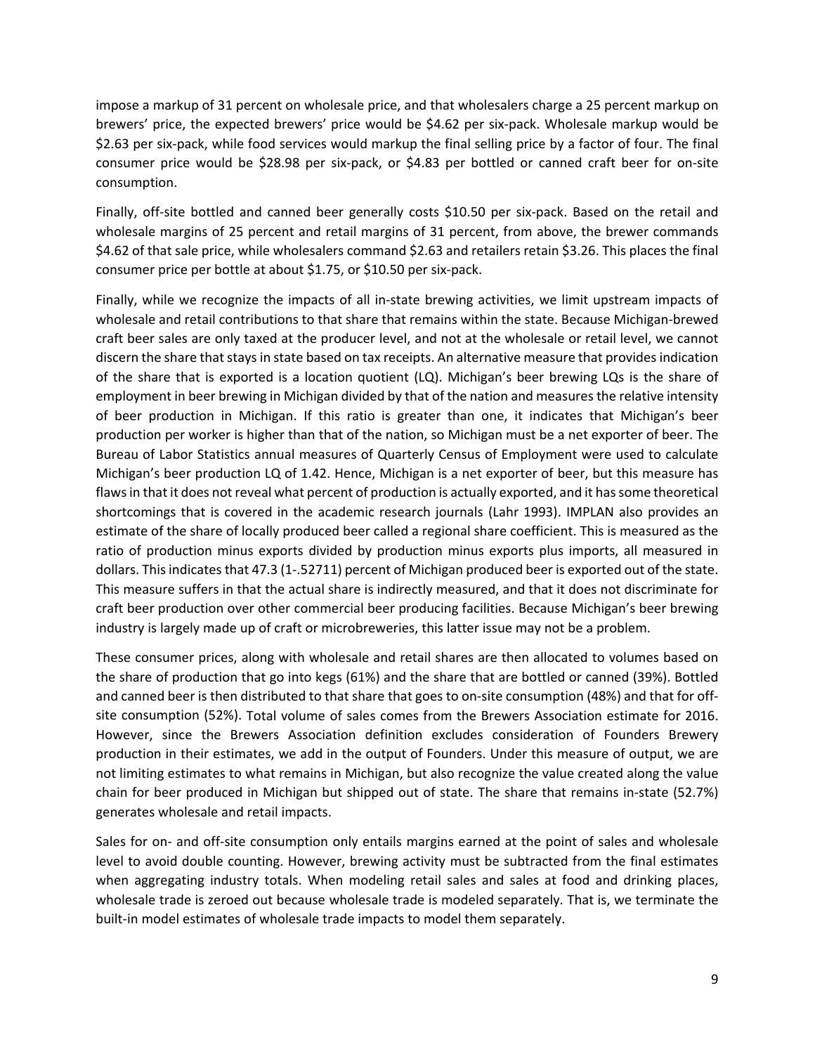impose a markup of 31 percent on wholesale price, and that wholesalers charge a 25 percent markup on brewers' price, the expected brewers' price would be $4.62 per six-pack. Wholesale markup would be $2.63 per six-pack, while food services would markup the final selling price by a factor of four. The final consumer price would be $28.98 per six-pack, or $4.83 per bottled or canned craft beer for on-site consumption.

Finally, off-site bottled and canned beer generally costs $10.50 per six-pack. Based on the retail and wholesale margins of 25 percent and retail margins of 31 percent, from above, the brewer commands $4.62 of that sale price, while wholesalers command $2.63 and retailers retain $3.26. This places the final consumer price per bottle at about $1.75, or $10.50 per six-pack.

Finally, while we recognize the impacts of all in-state brewing activities, we limit upstream impacts of wholesale and retail contributions to that share that remains within the state. Because Michigan-brewed craft beer sales are only taxed at the producer level, and not at the wholesale or retail level, we cannot discern the share that stays in state based on tax receipts. An alternative measure that provides indication of the share that is exported is a location quotient (LQ). Michigan's beer brewing LQs is the share of employment in beer brewing in Michigan divided by that of the nation and measures the relative intensity of beer production in Michigan. If this ratio is greater than one, it indicates that Michigan's beer production per worker is higher than that of the nation, so Michigan must be a net exporter of beer. The Bureau of Labor Statistics annual measures of Quarterly Census of Employment were used to calculate Michigan's beer production LQ of 1.42. Hence, Michigan is a net exporter of beer, but this measure has flaws in that it does not reveal what percent of production is actually exported, and it has some theoretical shortcomings that is covered in the academic research journals (Lahr 1993). IMPLAN also provides an estimate of the share of locally produced beer called a regional share coefficient. This is measured as the ratio of production minus exports divided by production minus exports plus imports, all measured in dollars. This indicates that 47.3 (1-.52711) percent of Michigan produced beer is exported out of the state. This measure suffers in that the actual share is indirectly measured, and that it does not discriminate for craft beer production over other commercial beer producing facilities. Because Michigan's beer brewing industry is largely made up of craft or microbreweries, this latter issue may not be a problem.

These consumer prices, along with wholesale and retail shares are then allocated to volumes based on the share of production that go into kegs (61%) and the share that are bottled or canned (39%). Bottled and canned beer is then distributed to that share that goes to on-site consumption (48%) and that for off-site consumption (52%). Total volume of sales comes from the Brewers Association estimate for 2016. However, since the Brewers Association definition excludes consideration of Founders Brewery production in their estimates, we add in the output of Founders. Under this measure of output, we are not limiting estimates to what remains in Michigan, but also recognize the value created along the value chain for beer produced in Michigan but shipped out of state. The share that remains in-state (52.7%) generates wholesale and retail impacts.

Sales for on- and off-site consumption only entails margins earned at the point of sales and wholesale level to avoid double counting. However, brewing activity must be subtracted from the final estimates when aggregating industry totals. When modeling retail sales and sales at food and drinking places, wholesale trade is zeroed out because wholesale trade is modeled separately. That is, we terminate the built-in model estimates of wholesale trade impacts to model them separately.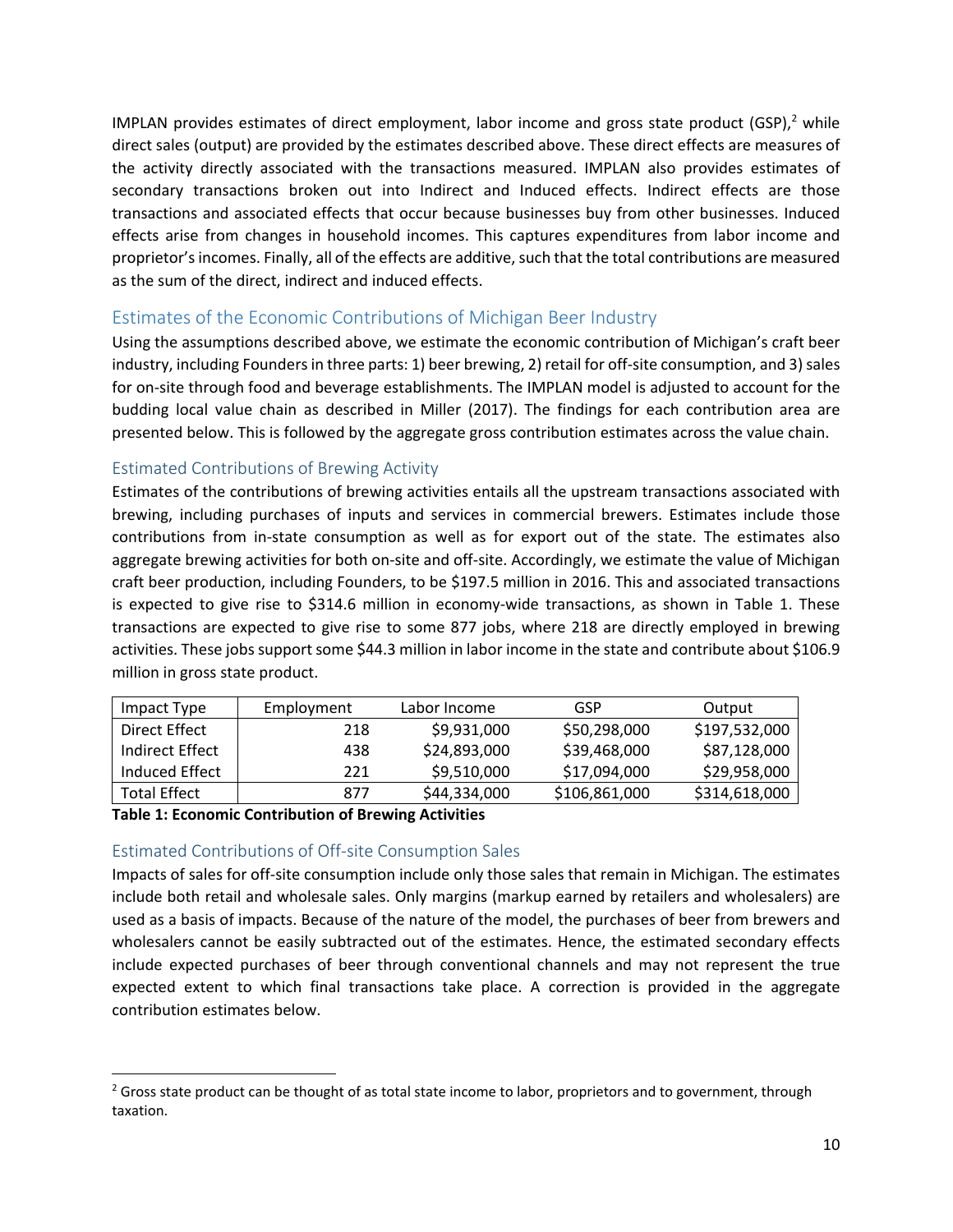IMPLAN provides estimates of direct employment, labor income and gross state product (GSP),[2] while direct sales (output) are provided by the estimates described above. These direct effects are measures of the activity directly associated with the transactions measured. IMPLAN also provides estimates of secondary transactions broken out into Indirect and Induced effects. Indirect effects are those transactions and associated effects that occur because businesses buy from other businesses. Induced effects arise from changes in household incomes. This captures expenditures from labor income and proprietor's incomes. Finally, all of the effects are additive, such that the total contributions are measured as the sum of the direct, indirect and induced effects.

## Estimates of the Economic Contributions of Michigan Beer Industry

Using the assumptions described above, we estimate the economic contribution of Michigan's craft beer industry, including Founders in three parts: 1) beer brewing, 2) retail for off-site consumption, and 3) sales for on-site through food and beverage establishments. The IMPLAN model is adjusted to account for the budding local value chain as described in Miller (2017). The findings for each contribution area are presented below. This is followed by the aggregate gross contribution estimates across the value chain.

### Estimated Contributions of Brewing Activity

Estimates of the contributions of brewing activities entails all the upstream transactions associated with brewing, including purchases of inputs and services in commercial brewers. Estimates include those contributions from in-state consumption as well as for export out of the state. The estimates also aggregate brewing activities for both on-site and off-site. Accordingly, we estimate the value of Michigan craft beer production, including Founders, to be $197.5 million in 2016. This and associated transactions is expected to give rise to $314.6 million in economy-wide transactions, as shown in Table 1. These transactions are expected to give rise to some 877 jobs, where 218 are directly employed in brewing activities. These jobs support some $44.3 million in labor income in the state and contribute about $106.9 million in gross state product.

| Impact Type | Employment | Labor Income | GSP | Output |
|---|---|---|---|---|
| Direct Effect | 218 | $9,931,000 | $50,298,000 | $197,532,000 |
| Indirect Effect | 438 | $24,893,000 | $39,468,000 | $87,128,000 |
| Induced Effect | 221 | $9,510,000 | $17,094,000 | $29,958,000 |
| Total Effect | 877 | $44,334,000 | $106,861,000 | $314,618,000 |

**Table 1: Economic Contribution of Brewing Activities**

### Estimated Contributions of Off-site Consumption Sales

Impacts of sales for off-site consumption include only those sales that remain in Michigan. The estimates include both retail and wholesale sales. Only margins (markup earned by retailers and wholesalers) are used as a basis of impacts. Because of the nature of the model, the purchases of beer from brewers and wholesalers cannot be easily subtracted out of the estimates. Hence, the estimated secondary effects include expected purchases of beer through conventional channels and may not represent the true expected extent to which final transactions take place. A correction is provided in the aggregate contribution estimates below.

[2] Gross state product can be thought of as total state income to labor, proprietors and to government, through taxation.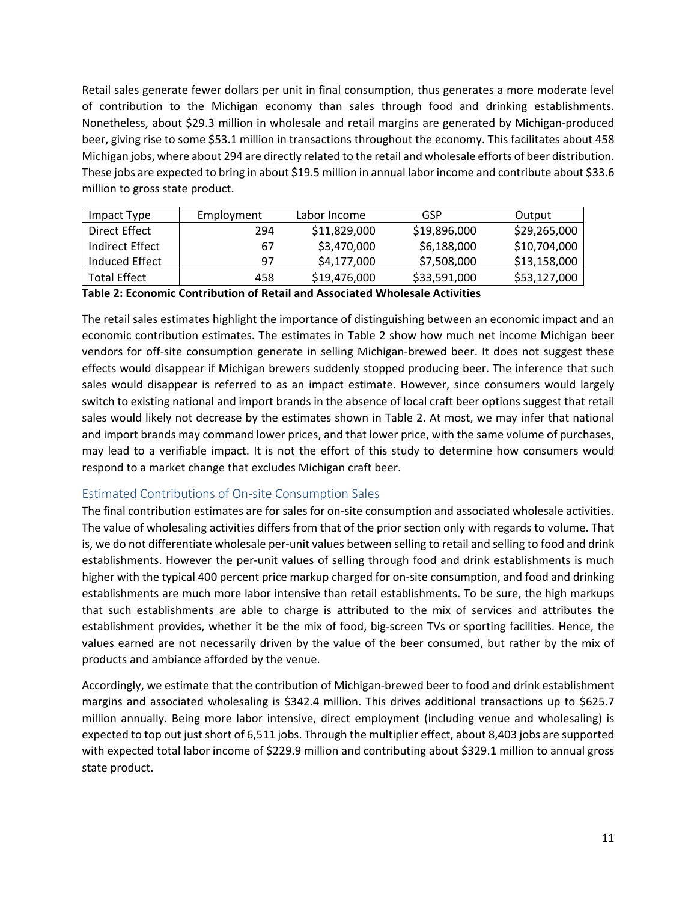Retail sales generate fewer dollars per unit in final consumption, thus generates a more moderate level of contribution to the Michigan economy than sales through food and drinking establishments. Nonetheless, about $29.3 million in wholesale and retail margins are generated by Michigan-produced beer, giving rise to some $53.1 million in transactions throughout the economy. This facilitates about 458 Michigan jobs, where about 294 are directly related to the retail and wholesale efforts of beer distribution. These jobs are expected to bring in about $19.5 million in annual labor income and contribute about $33.6 million to gross state product.

| Impact Type | Employment | Labor Income | GSP | Output |
|---|---|---|---|---|
| Direct Effect | 294 | $11,829,000 | $19,896,000 | $29,265,000 |
| Indirect Effect | 67 | $3,470,000 | $6,188,000 | $10,704,000 |
| Induced Effect | 97 | $4,177,000 | $7,508,000 | $13,158,000 |
| Total Effect | 458 | $19,476,000 | $33,591,000 | $53,127,000 |

**Table 2: Economic Contribution of Retail and Associated Wholesale Activities**

The retail sales estimates highlight the importance of distinguishing between an economic impact and an economic contribution estimates. The estimates in Table 2 show how much net income Michigan beer vendors for off-site consumption generate in selling Michigan-brewed beer. It does not suggest these effects would disappear if Michigan brewers suddenly stopped producing beer. The inference that such sales would disappear is referred to as an impact estimate. However, since consumers would largely switch to existing national and import brands in the absence of local craft beer options suggest that retail sales would likely not decrease by the estimates shown in Table 2. At most, we may infer that national and import brands may command lower prices, and that lower price, with the same volume of purchases, may lead to a verifiable impact. It is not the effort of this study to determine how consumers would respond to a market change that excludes Michigan craft beer.

## Estimated Contributions of On-site Consumption Sales

The final contribution estimates are for sales for on-site consumption and associated wholesale activities. The value of wholesaling activities differs from that of the prior section only with regards to volume. That is, we do not differentiate wholesale per-unit values between selling to retail and selling to food and drink establishments. However the per-unit values of selling through food and drink establishments is much higher with the typical 400 percent price markup charged for on-site consumption, and food and drinking establishments are much more labor intensive than retail establishments. To be sure, the high markups that such establishments are able to charge is attributed to the mix of services and attributes the establishment provides, whether it be the mix of food, big-screen TVs or sporting facilities. Hence, the values earned are not necessarily driven by the value of the beer consumed, but rather by the mix of products and ambiance afforded by the venue.

Accordingly, we estimate that the contribution of Michigan-brewed beer to food and drink establishment margins and associated wholesaling is $342.4 million. This drives additional transactions up to $625.7 million annually. Being more labor intensive, direct employment (including venue and wholesaling) is expected to top out just short of 6,511 jobs. Through the multiplier effect, about 8,403 jobs are supported with expected total labor income of $229.9 million and contributing about $329.1 million to annual gross state product.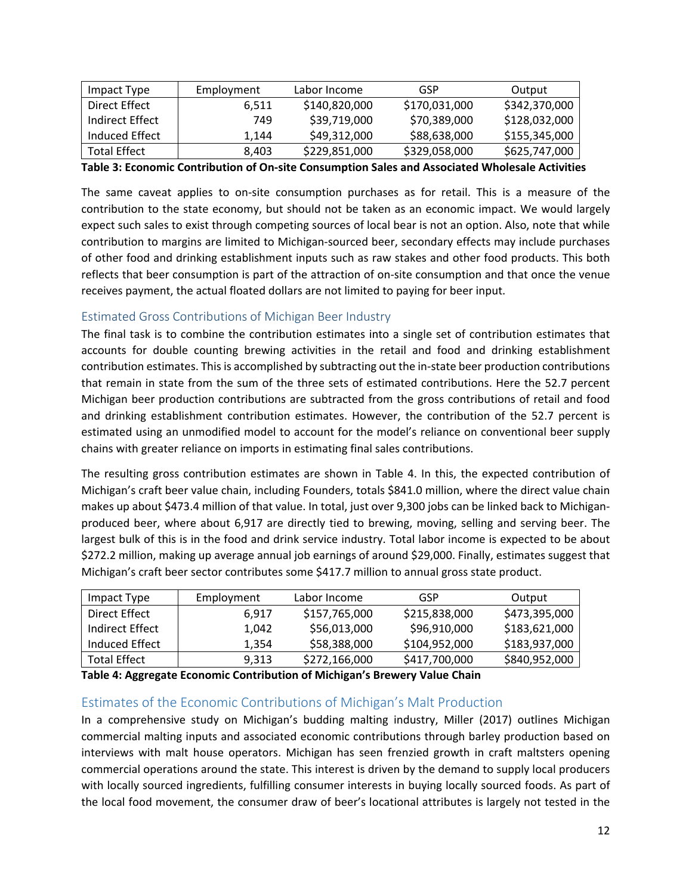| Impact Type | Employment | Labor Income | GSP | Output |
|---|---|---|---|---|
| Direct Effect | 6,511 | $140,820,000 | $170,031,000 | $342,370,000 |
| Indirect Effect | 749 | $39,719,000 | $70,389,000 | $128,032,000 |
| Induced Effect | 1,144 | $49,312,000 | $88,638,000 | $155,345,000 |
| Total Effect | 8,403 | $229,851,000 | $329,058,000 | $625,747,000 |

**Table 3: Economic Contribution of On-site Consumption Sales and Associated Wholesale Activities**

The same caveat applies to on-site consumption purchases as for retail. This is a measure of the contribution to the state economy, but should not be taken as an economic impact. We would largely expect such sales to exist through competing sources of local bear is not an option. Also, note that while contribution to margins are limited to Michigan-sourced beer, secondary effects may include purchases of other food and drinking establishment inputs such as raw stakes and other food products. This both reflects that beer consumption is part of the attraction of on-site consumption and that once the venue receives payment, the actual floated dollars are not limited to paying for beer input.

## Estimated Gross Contributions of Michigan Beer Industry

The final task is to combine the contribution estimates into a single set of contribution estimates that accounts for double counting brewing activities in the retail and food and drinking establishment contribution estimates. This is accomplished by subtracting out the in-state beer production contributions that remain in state from the sum of the three sets of estimated contributions. Here the 52.7 percent Michigan beer production contributions are subtracted from the gross contributions of retail and food and drinking establishment contribution estimates. However, the contribution of the 52.7 percent is estimated using an unmodified model to account for the model's reliance on conventional beer supply chains with greater reliance on imports in estimating final sales contributions.

The resulting gross contribution estimates are shown in Table 4. In this, the expected contribution of Michigan's craft beer value chain, including Founders, totals $841.0 million, where the direct value chain makes up about $473.4 million of that value. In total, just over 9,300 jobs can be linked back to Michigan-produced beer, where about 6,917 are directly tied to brewing, moving, selling and serving beer. The largest bulk of this is in the food and drink service industry. Total labor income is expected to be about $272.2 million, making up average annual job earnings of around $29,000. Finally, estimates suggest that Michigan's craft beer sector contributes some $417.7 million to annual gross state product.

| Impact Type | Employment | Labor Income | GSP | Output |
|---|---|---|---|---|
| Direct Effect | 6,917 | $157,765,000 | $215,838,000 | $473,395,000 |
| Indirect Effect | 1,042 | $56,013,000 | $96,910,000 | $183,621,000 |
| Induced Effect | 1,354 | $58,388,000 | $104,952,000 | $183,937,000 |
| Total Effect | 9,313 | $272,166,000 | $417,700,000 | $840,952,000 |

**Table 4: Aggregate Economic Contribution of Michigan's Brewery Value Chain**

## Estimates of the Economic Contributions of Michigan's Malt Production

In a comprehensive study on Michigan's budding malting industry, Miller (2017) outlines Michigan commercial malting inputs and associated economic contributions through barley production based on interviews with malt house operators. Michigan has seen frenzied growth in craft maltsters opening commercial operations around the state. This interest is driven by the demand to supply local producers with locally sourced ingredients, fulfilling consumer interests in buying locally sourced foods. As part of the local food movement, the consumer draw of beer's locational attributes is largely not tested in the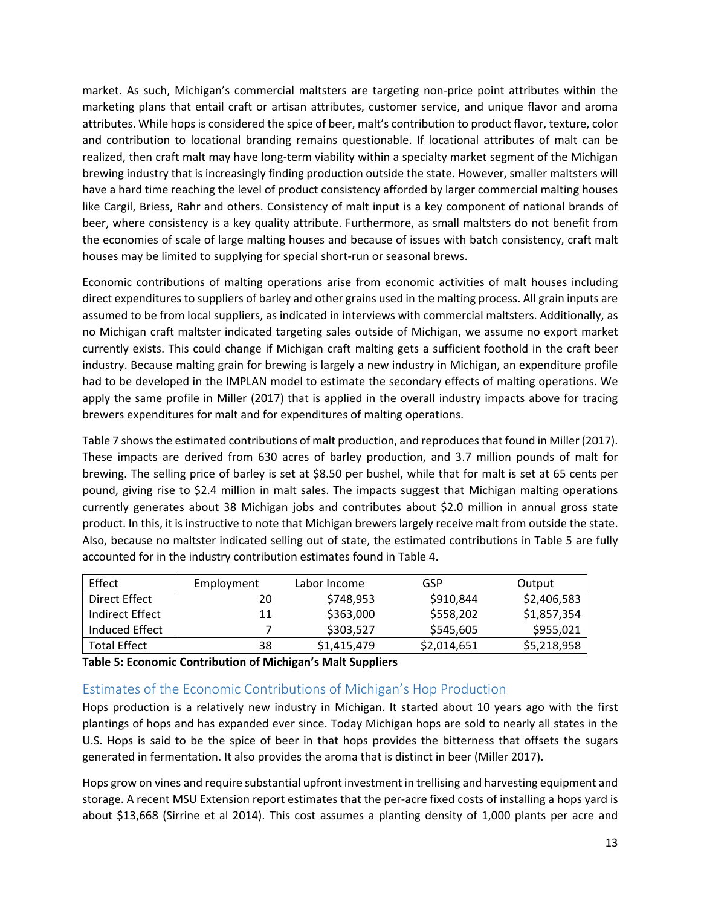market. As such, Michigan's commercial maltsters are targeting non-price point attributes within the marketing plans that entail craft or artisan attributes, customer service, and unique flavor and aroma attributes. While hops is considered the spice of beer, malt's contribution to product flavor, texture, color and contribution to locational branding remains questionable. If locational attributes of malt can be realized, then craft malt may have long-term viability within a specialty market segment of the Michigan brewing industry that is increasingly finding production outside the state. However, smaller maltsters will have a hard time reaching the level of product consistency afforded by larger commercial malting houses like Cargil, Briess, Rahr and others. Consistency of malt input is a key component of national brands of beer, where consistency is a key quality attribute. Furthermore, as small maltsters do not benefit from the economies of scale of large malting houses and because of issues with batch consistency, craft malt houses may be limited to supplying for special short-run or seasonal brews.

Economic contributions of malting operations arise from economic activities of malt houses including direct expenditures to suppliers of barley and other grains used in the malting process. All grain inputs are assumed to be from local suppliers, as indicated in interviews with commercial maltsters. Additionally, as no Michigan craft maltster indicated targeting sales outside of Michigan, we assume no export market currently exists. This could change if Michigan craft malting gets a sufficient foothold in the craft beer industry. Because malting grain for brewing is largely a new industry in Michigan, an expenditure profile had to be developed in the IMPLAN model to estimate the secondary effects of malting operations. We apply the same profile in Miller (2017) that is applied in the overall industry impacts above for tracing brewers expenditures for malt and for expenditures of malting operations.

Table 7 shows the estimated contributions of malt production, and reproduces that found in Miller (2017). These impacts are derived from 630 acres of barley production, and 3.7 million pounds of malt for brewing. The selling price of barley is set at $8.50 per bushel, while that for malt is set at 65 cents per pound, giving rise to $2.4 million in malt sales. The impacts suggest that Michigan malting operations currently generates about 38 Michigan jobs and contributes about $2.0 million in annual gross state product. In this, it is instructive to note that Michigan brewers largely receive malt from outside the state. Also, because no maltster indicated selling out of state, the estimated contributions in Table 5 are fully accounted for in the industry contribution estimates found in Table 4.

| Effect | Employment | Labor Income | GSP | Output |
|---|---|---|---|---|
| Direct Effect | 20 | $748,953 | $910,844 | $2,406,583 |
| Indirect Effect | 11 | $363,000 | $558,202 | $1,857,354 |
| Induced Effect | 7 | $303,527 | $545,605 | $955,021 |
| Total Effect | 38 | $1,415,479 | $2,014,651 | $5,218,958 |

**Table 5: Economic Contribution of Michigan's Malt Suppliers**

## Estimates of the Economic Contributions of Michigan's Hop Production

Hops production is a relatively new industry in Michigan. It started about 10 years ago with the first plantings of hops and has expanded ever since. Today Michigan hops are sold to nearly all states in the U.S. Hops is said to be the spice of beer in that hops provides the bitterness that offsets the sugars generated in fermentation. It also provides the aroma that is distinct in beer (Miller 2017).

Hops grow on vines and require substantial upfront investment in trellising and harvesting equipment and storage. A recent MSU Extension report estimates that the per-acre fixed costs of installing a hops yard is about $13,668 (Sirrine et al 2014). This cost assumes a planting density of 1,000 plants per acre and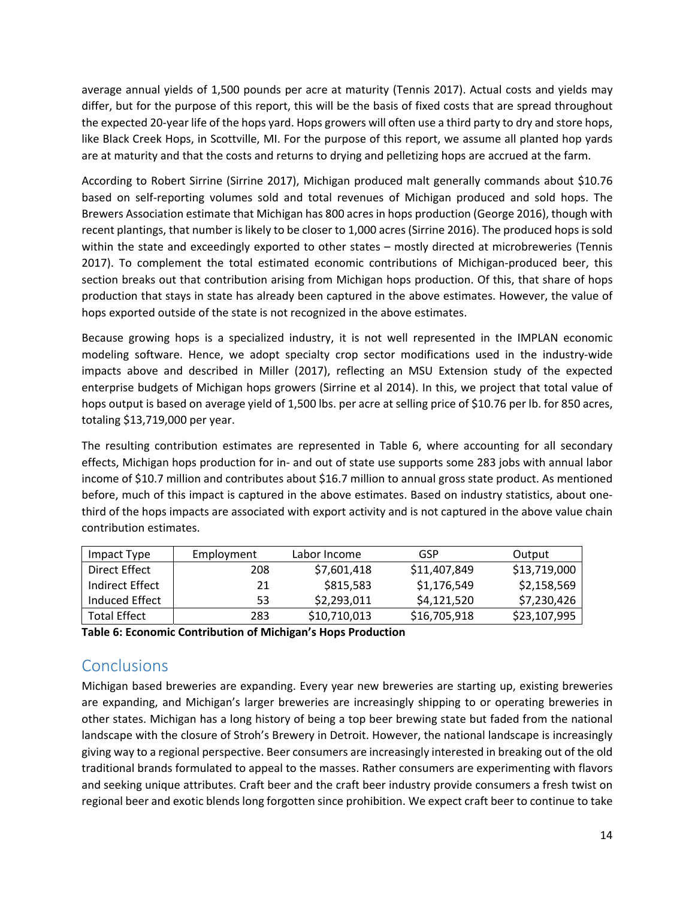average annual yields of 1,500 pounds per acre at maturity (Tennis 2017). Actual costs and yields may differ, but for the purpose of this report, this will be the basis of fixed costs that are spread throughout the expected 20-year life of the hops yard. Hops growers will often use a third party to dry and store hops, like Black Creek Hops, in Scottville, MI. For the purpose of this report, we assume all planted hop yards are at maturity and that the costs and returns to drying and pelletizing hops are accrued at the farm.

According to Robert Sirrine (Sirrine 2017), Michigan produced malt generally commands about $10.76 based on self-reporting volumes sold and total revenues of Michigan produced and sold hops. The Brewers Association estimate that Michigan has 800 acres in hops production (George 2016), though with recent plantings, that number is likely to be closer to 1,000 acres (Sirrine 2016). The produced hops is sold within the state and exceedingly exported to other states – mostly directed at microbreweries (Tennis 2017). To complement the total estimated economic contributions of Michigan-produced beer, this section breaks out that contribution arising from Michigan hops production. Of this, that share of hops production that stays in state has already been captured in the above estimates. However, the value of hops exported outside of the state is not recognized in the above estimates.

Because growing hops is a specialized industry, it is not well represented in the IMPLAN economic modeling software. Hence, we adopt specialty crop sector modifications used in the industry-wide impacts above and described in Miller (2017), reflecting an MSU Extension study of the expected enterprise budgets of Michigan hops growers (Sirrine et al 2014). In this, we project that total value of hops output is based on average yield of 1,500 lbs. per acre at selling price of $10.76 per lb. for 850 acres, totaling $13,719,000 per year.

The resulting contribution estimates are represented in Table 6, where accounting for all secondary effects, Michigan hops production for in- and out of state use supports some 283 jobs with annual labor income of $10.7 million and contributes about $16.7 million to annual gross state product. As mentioned before, much of this impact is captured in the above estimates. Based on industry statistics, about one-third of the hops impacts are associated with export activity and is not captured in the above value chain contribution estimates.

| Impact Type | Employment | Labor Income | GSP | Output |
|---|---|---|---|---|
| Direct Effect | 208 | $7,601,418 | $11,407,849 | $13,719,000 |
| Indirect Effect | 21 | $815,583 | $1,176,549 | $2,158,569 |
| Induced Effect | 53 | $2,293,011 | $4,121,520 | $7,230,426 |
| Total Effect | 283 | $10,710,013 | $16,705,918 | $23,107,995 |

**Table 6: Economic Contribution of Michigan's Hops Production**

## Conclusions

Michigan based breweries are expanding. Every year new breweries are starting up, existing breweries are expanding, and Michigan's larger breweries are increasingly shipping to or operating breweries in other states. Michigan has a long history of being a top beer brewing state but faded from the national landscape with the closure of Stroh's Brewery in Detroit. However, the national landscape is increasingly giving way to a regional perspective. Beer consumers are increasingly interested in breaking out of the old traditional brands formulated to appeal to the masses. Rather consumers are experimenting with flavors and seeking unique attributes. Craft beer and the craft beer industry provide consumers a fresh twist on regional beer and exotic blends long forgotten since prohibition. We expect craft beer to continue to take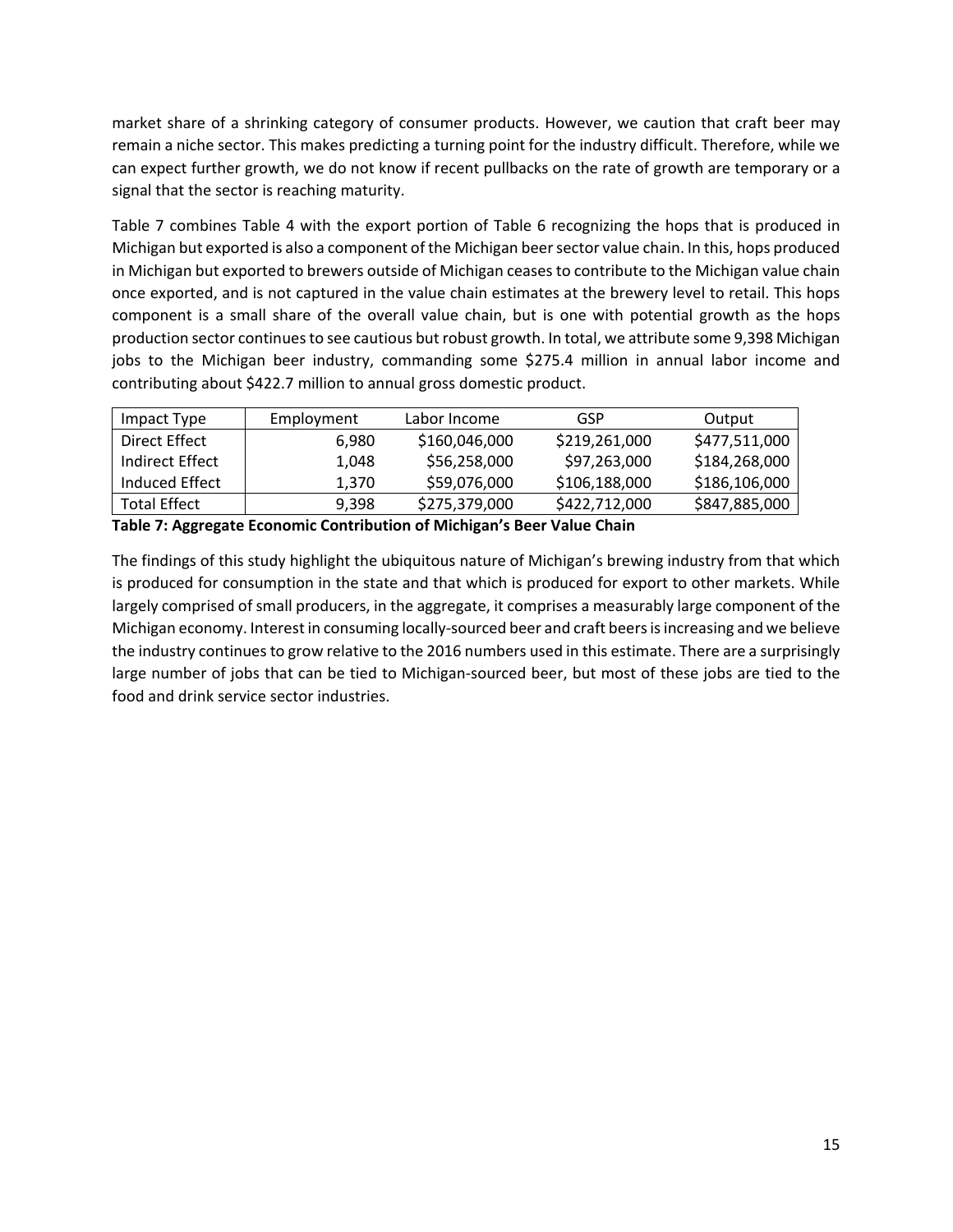market share of a shrinking category of consumer products. However, we caution that craft beer may remain a niche sector. This makes predicting a turning point for the industry difficult. Therefore, while we can expect further growth, we do not know if recent pullbacks on the rate of growth are temporary or a signal that the sector is reaching maturity.

Table 7 combines Table 4 with the export portion of Table 6 recognizing the hops that is produced in Michigan but exported is also a component of the Michigan beer sector value chain. In this, hops produced in Michigan but exported to brewers outside of Michigan ceases to contribute to the Michigan value chain once exported, and is not captured in the value chain estimates at the brewery level to retail. This hops component is a small share of the overall value chain, but is one with potential growth as the hops production sector continues to see cautious but robust growth. In total, we attribute some 9,398 Michigan jobs to the Michigan beer industry, commanding some $275.4 million in annual labor income and contributing about $422.7 million to annual gross domestic product.

| Impact Type | Employment | Labor Income | GSP | Output |
|---|---|---|---|---|
| Direct Effect | 6,980 | $160,046,000 | $219,261,000 | $477,511,000 |
| Indirect Effect | 1,048 | $56,258,000 | $97,263,000 | $184,268,000 |
| Induced Effect | 1,370 | $59,076,000 | $106,188,000 | $186,106,000 |
| Total Effect | 9,398 | $275,379,000 | $422,712,000 | $847,885,000 |

**Table 7: Aggregate Economic Contribution of Michigan's Beer Value Chain**

The findings of this study highlight the ubiquitous nature of Michigan's brewing industry from that which is produced for consumption in the state and that which is produced for export to other markets. While largely comprised of small producers, in the aggregate, it comprises a measurably large component of the Michigan economy. Interest in consuming locally-sourced beer and craft beers is increasing and we believe the industry continues to grow relative to the 2016 numbers used in this estimate. There are a surprisingly large number of jobs that can be tied to Michigan-sourced beer, but most of these jobs are tied to the food and drink service sector industries.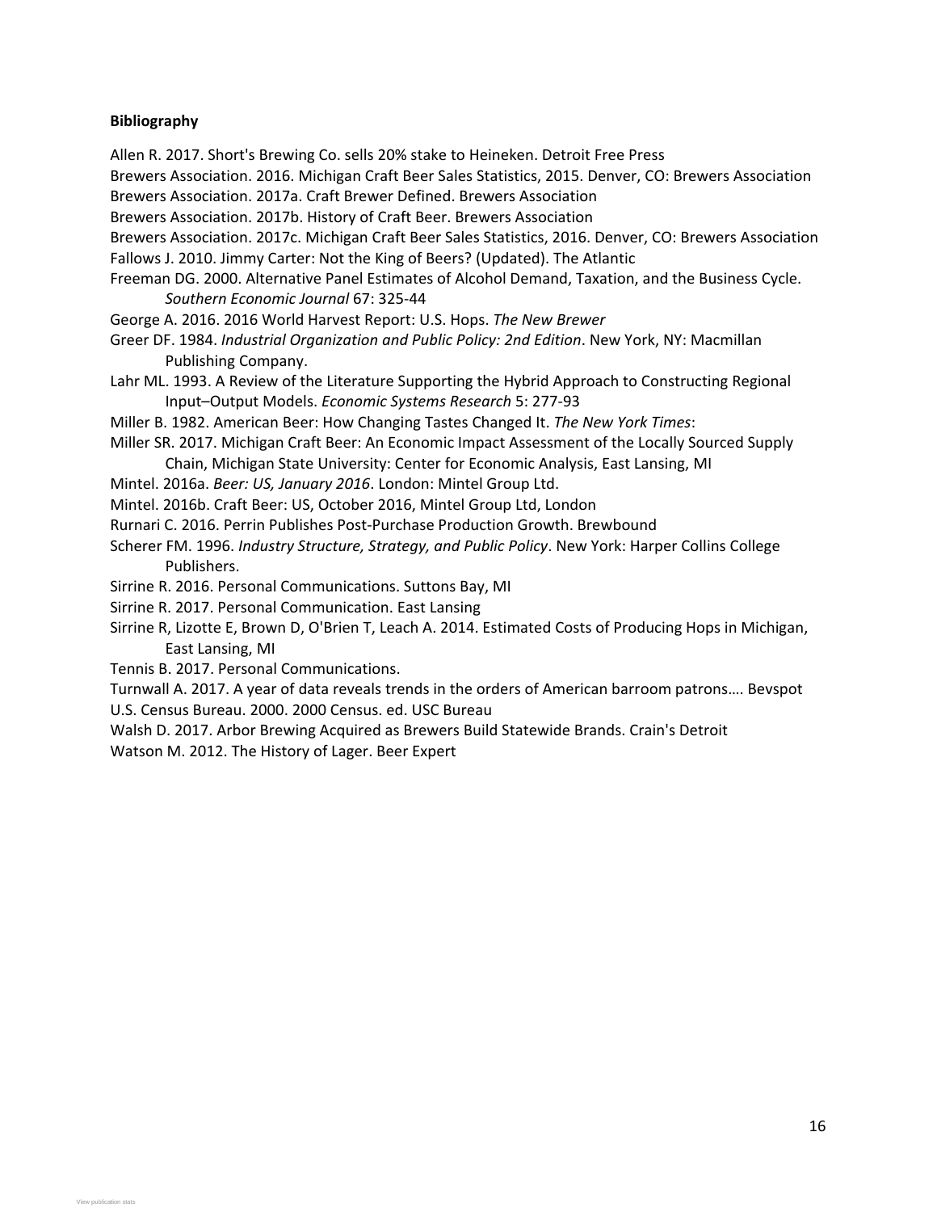**Bibliography**

Allen R. 2017. Short's Brewing Co. sells 20% stake to Heineken. Detroit Free Press

Brewers Association. 2016. Michigan Craft Beer Sales Statistics, 2015. Denver, CO: Brewers Association

Brewers Association. 2017a. Craft Brewer Defined. Brewers Association

Brewers Association. 2017b. History of Craft Beer. Brewers Association

Brewers Association. 2017c. Michigan Craft Beer Sales Statistics, 2016. Denver, CO: Brewers Association

Fallows J. 2010. Jimmy Carter: Not the King of Beers? (Updated). The Atlantic

Freeman DG. 2000. Alternative Panel Estimates of Alcohol Demand, Taxation, and the Business Cycle. *Southern Economic Journal* 67: 325-44

George A. 2016. 2016 World Harvest Report: U.S. Hops. *The New Brewer*

Greer DF. 1984. *Industrial Organization and Public Policy: 2nd Edition*. New York, NY: Macmillan Publishing Company.

Lahr ML. 1993. A Review of the Literature Supporting the Hybrid Approach to Constructing Regional Input–Output Models. *Economic Systems Research* 5: 277-93

Miller B. 1982. American Beer: How Changing Tastes Changed It. *The New York Times*:

Miller SR. 2017. Michigan Craft Beer: An Economic Impact Assessment of the Locally Sourced Supply Chain, Michigan State University: Center for Economic Analysis, East Lansing, MI

Mintel. 2016a. *Beer: US, January 2016*. London: Mintel Group Ltd.

Mintel. 2016b. Craft Beer: US, October 2016, Mintel Group Ltd, London

Rurnari C. 2016. Perrin Publishes Post-Purchase Production Growth. Brewbound

Scherer FM. 1996. *Industry Structure, Strategy, and Public Policy*. New York: Harper Collins College Publishers.

Sirrine R. 2016. Personal Communications. Suttons Bay, MI

Sirrine R. 2017. Personal Communication. East Lansing

Sirrine R, Lizotte E, Brown D, O'Brien T, Leach A. 2014. Estimated Costs of Producing Hops in Michigan, East Lansing, MI

Tennis B. 2017. Personal Communications.

Turnwall A. 2017. A year of data reveals trends in the orders of American barroom patrons…. Bevspot

U.S. Census Bureau. 2000. 2000 Census. ed. USC Bureau

Walsh D. 2017. Arbor Brewing Acquired as Brewers Build Statewide Brands. Crain's Detroit

Watson M. 2012. The History of Lager. Beer Expert